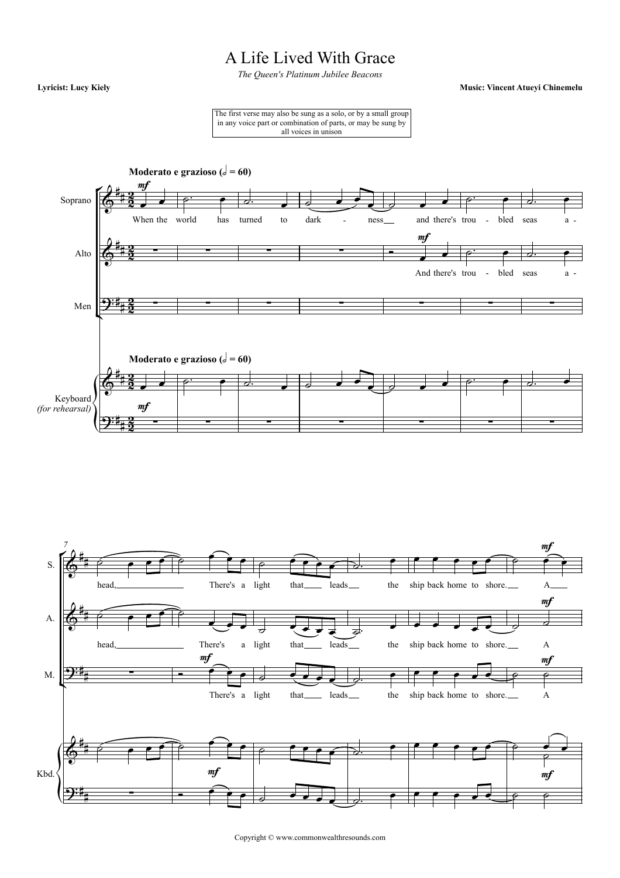# A Life Lived With Grace

*The Queen's Platinum Jubilee Beacons*

**Lyricist: Lucy Kiely**

**Music: Vincent Atueyi Chinemelu**

The first verse may also be sung as a solo, or by a small group in any voice part or combination of parts, or may be sung by all voices in unison

**Moderato e grazioso (𝅗𝅥 = 60)**

Soprano: When the world has turned to dark - ness and there's trou - bled seas a - head, There's a light that leads the ship back home to shore. A

Alto: And there's trou - bled seas a - head, There's a light that leads the ship back home to shore. A

Men: There's a light that leads the ship back home to shore. A

Keyboard *(for rehearsal)*

Copyright © www.commonwealthresounds.com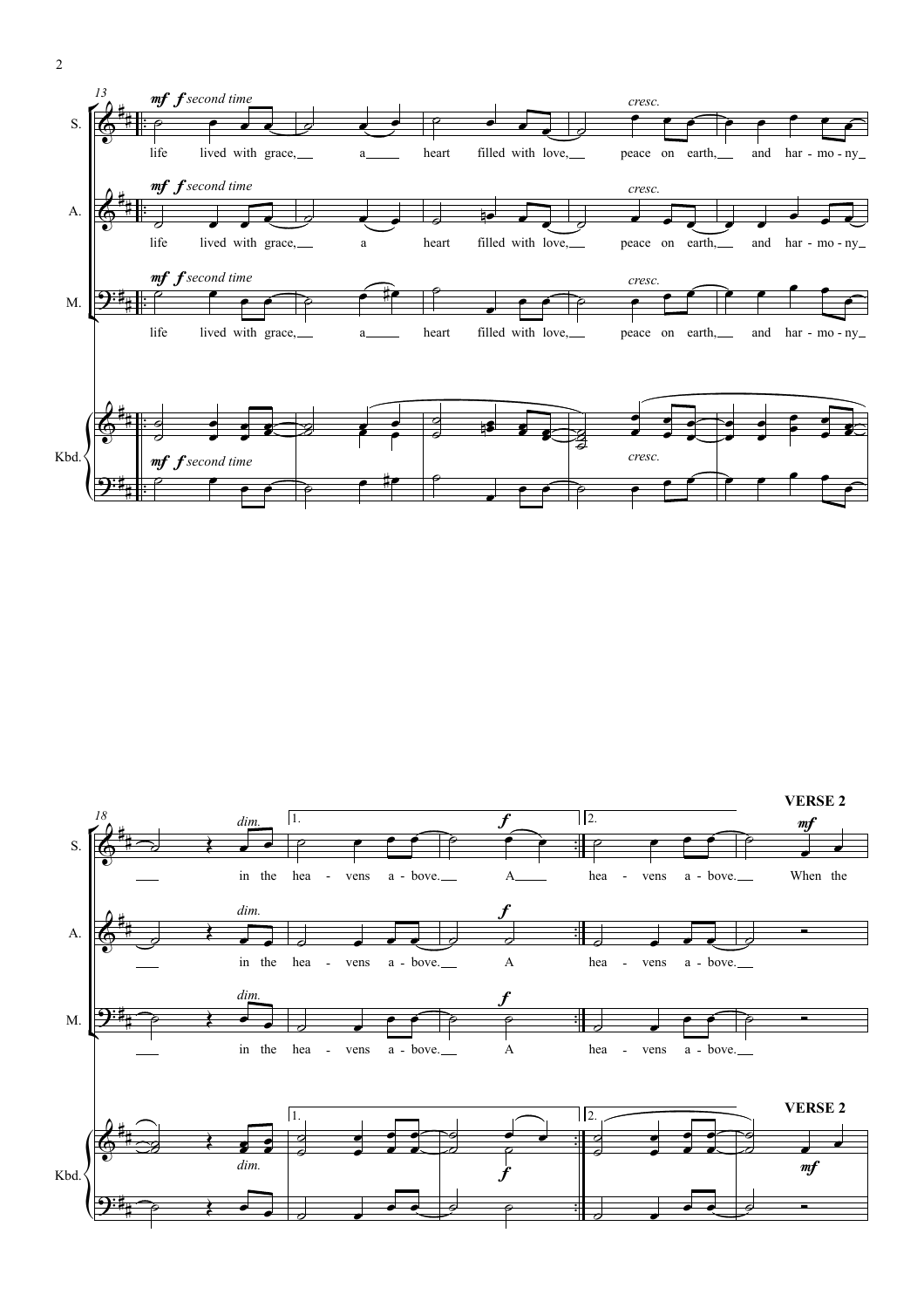**VERSE 2**

life lived with grace, a heart filled with love, peace on earth, and har - mo - ny in the hea - vens a - bove. A

hea - vens a - bove. When the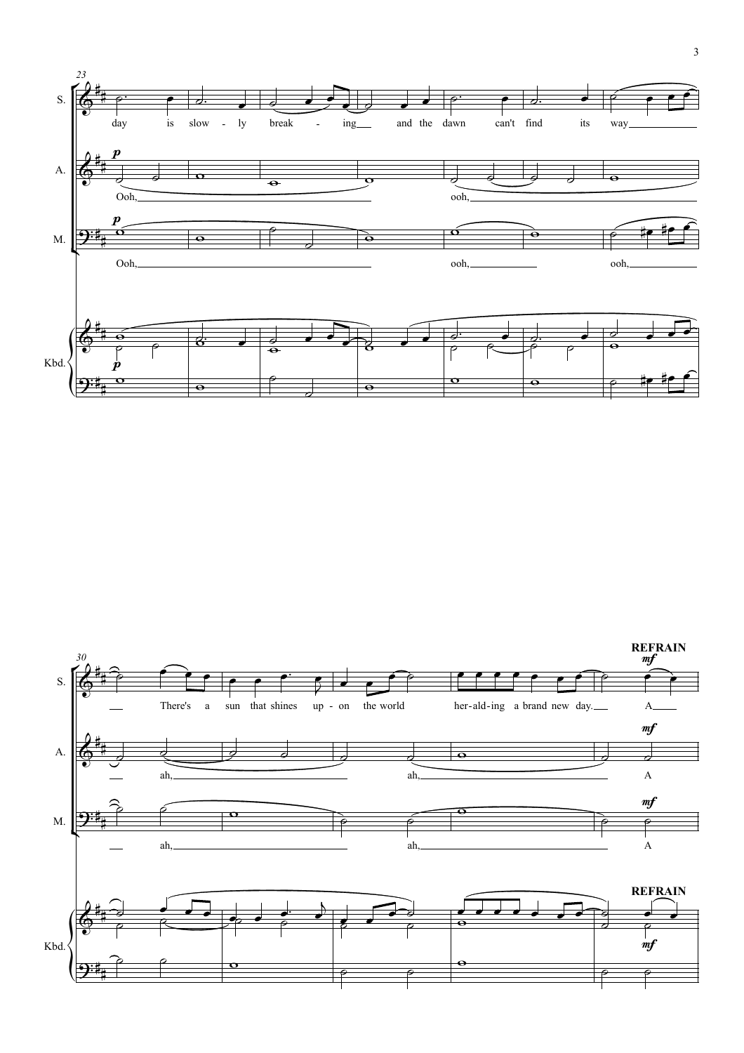23

S. day is slow - ly break - ing and the dawn can't find its way

A. *p* Ooh, ooh,

M. *p* Ooh, ooh, ooh,

Kbd. *p*

30

**REFRAIN**

S. There's a sun that shines up - on the world her-ald-ing a brand new day. *mf* A

A. ah, ah, *mf* A

M. ah, ah, *mf* A

Kbd. **REFRAIN** *mf*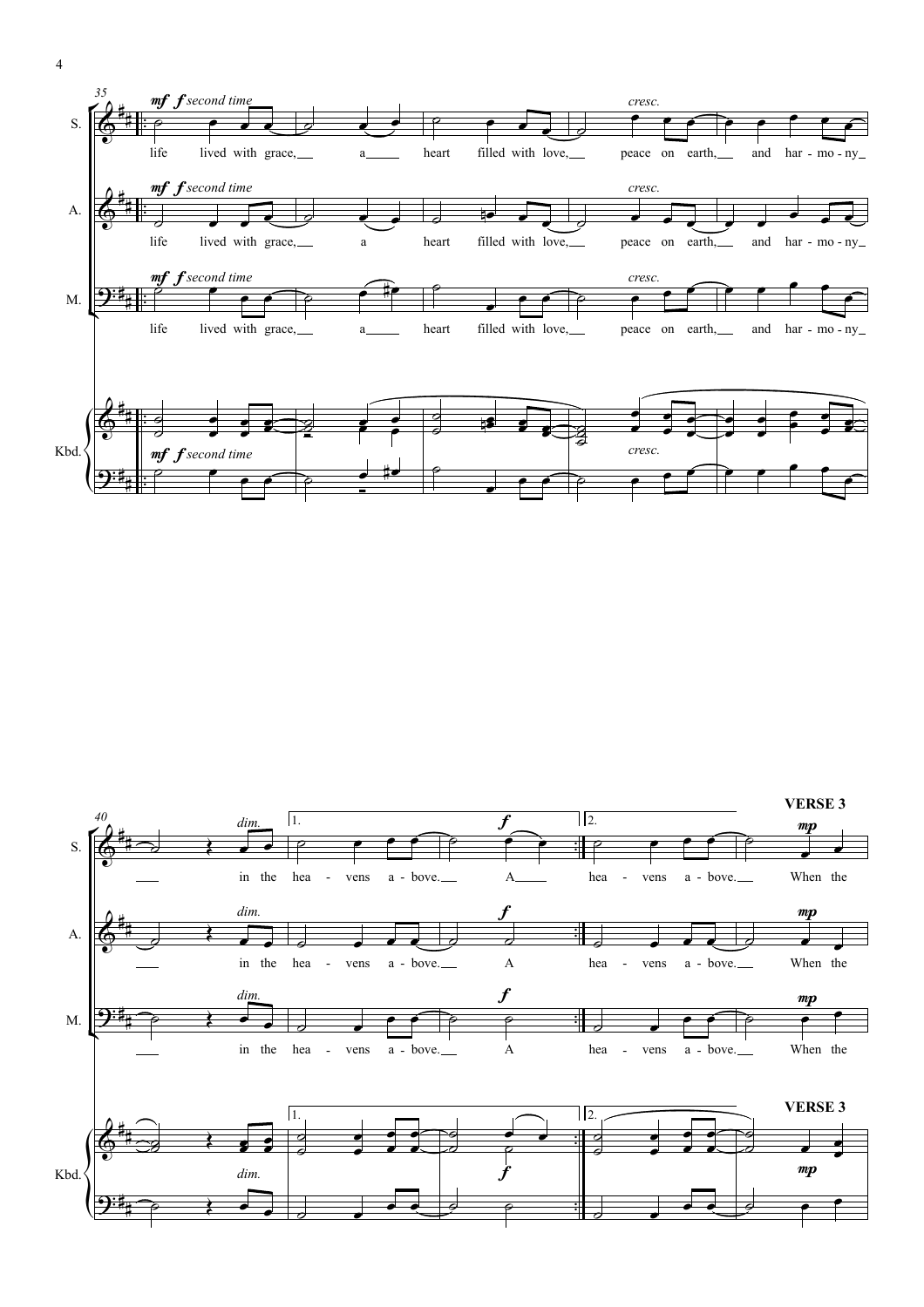life lived with grace, a heart filled with love, peace on earth, and har - mo - ny in the hea - vens a - bove. A

hea - vens a - bove.

**VERSE 3**

When the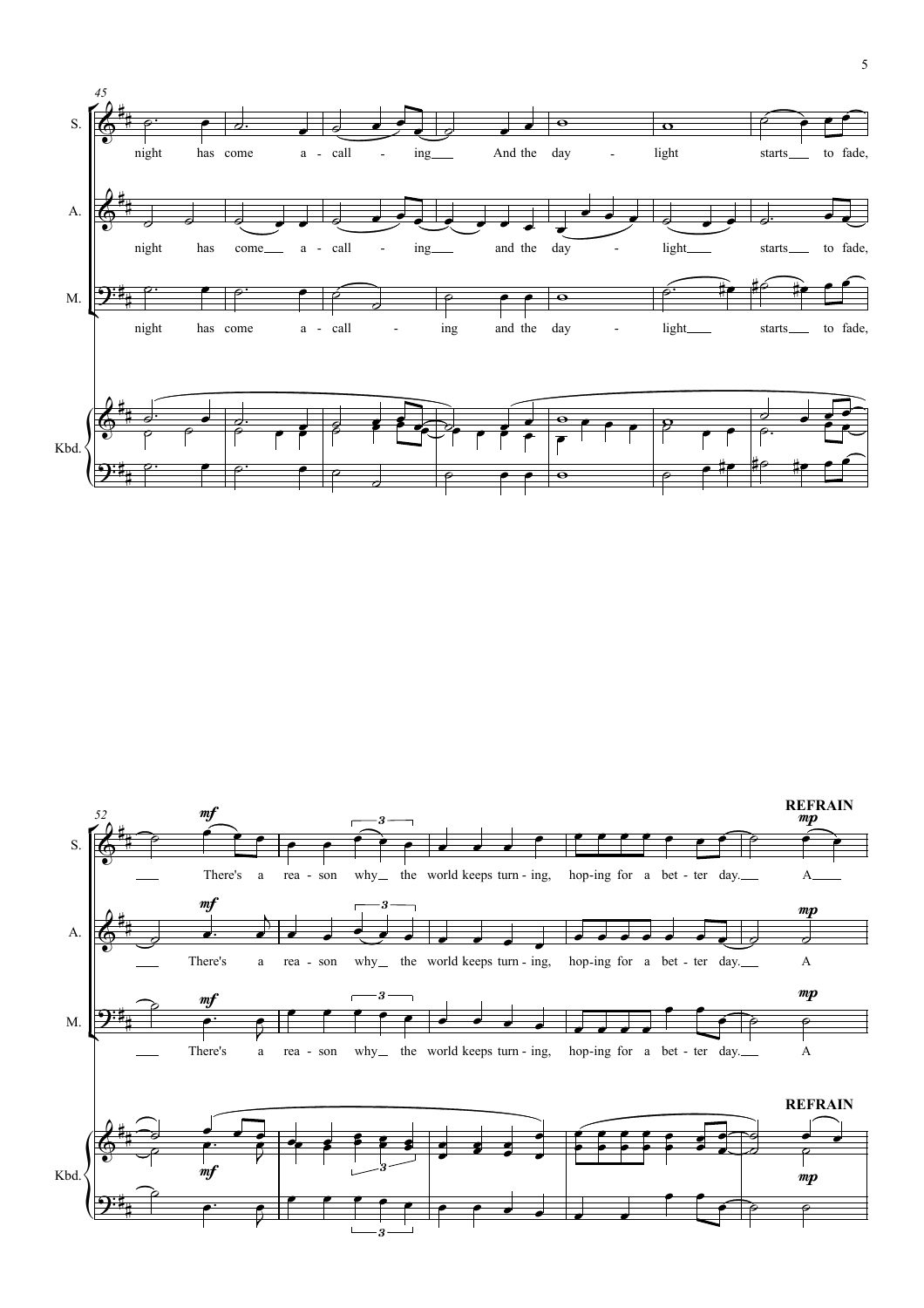S.: night has come a - call - ing And the day - light starts to fade,

A.: night has come a - call - ing and the day - light starts to fade,

M.: night has come a - call - ing and the day - light starts to fade,

Kbd.

S.: There's a rea - son why the world keeps turn - ing, hop-ing for a bet - ter day. A

A.: There's a rea - son why the world keeps turn - ing, hop-ing for a bet - ter day. A

M.: There's a rea - son why the world keeps turn - ing, hop-ing for a bet - ter day. A

**REFRAIN**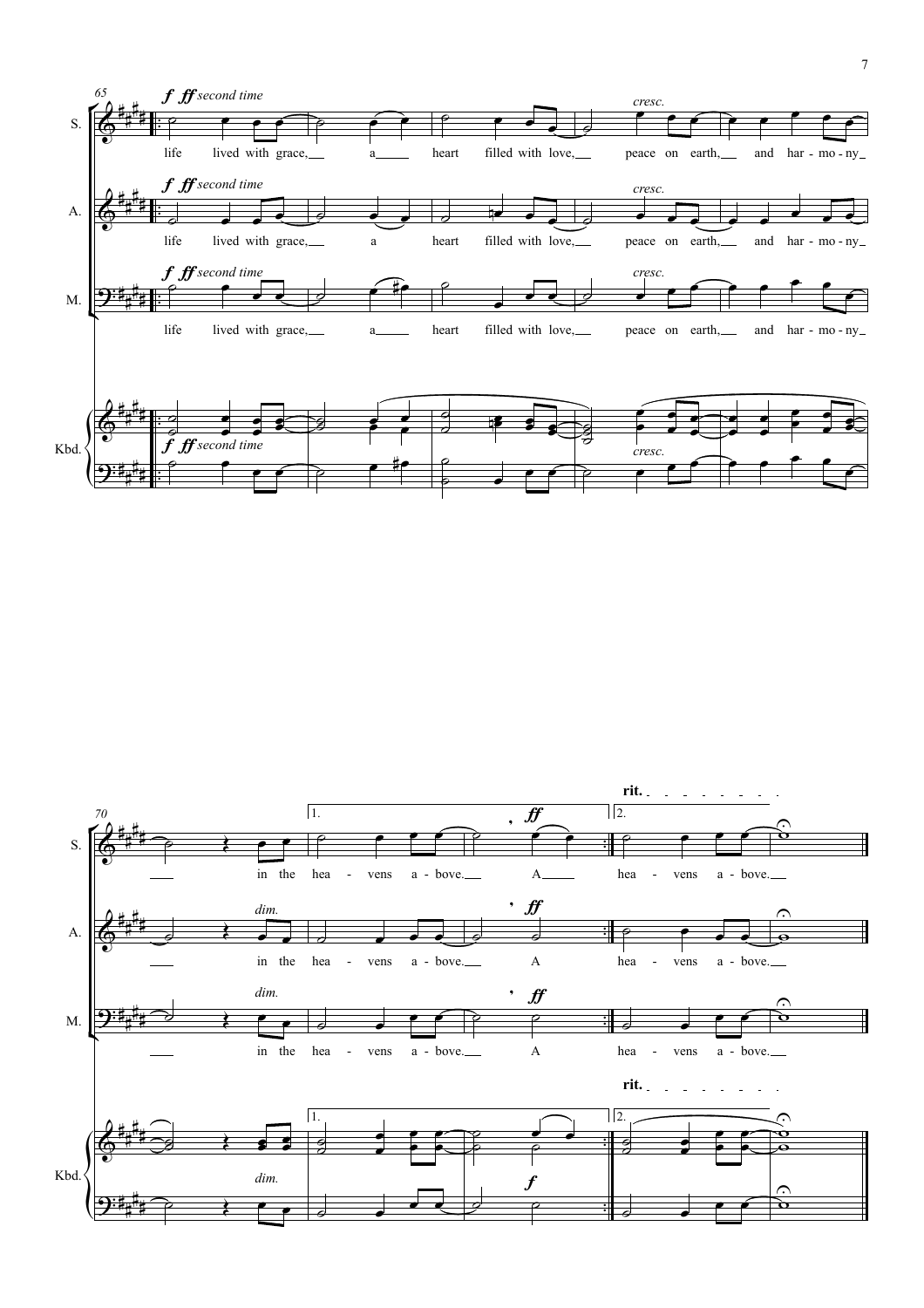S. / A. / M. / Kbd.

*f* *ff* *second time*

life lived with grace, a heart filled with love, peace on earth, and har - mo - ny in the hea - vens a - bove. A

*cresc.*

*dim.*

1. hea - vens a - bove. A

2. **rit.** hea - vens a - bove.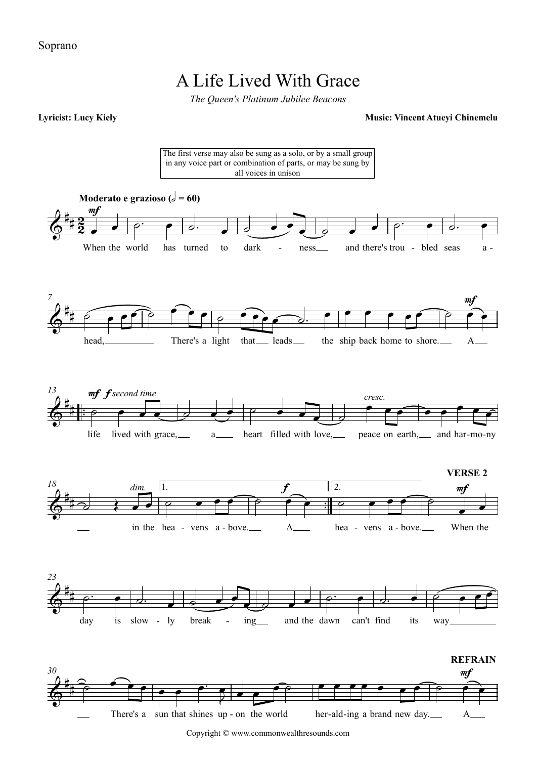Soprano

# A Life Lived With Grace

*The Queen's Platinum Jubilee Beacons*

**Lyricist: Lucy Kiely** **Music: Vincent Atueyi Chinemelu**

The first verse may also be sung as a solo, or by a small group in any voice part or combination of parts, or may be sung by all voices in unison

**Moderato e grazioso (𝅗𝅥 = 60)**

When the world has turned to dark - ness and there's trou - bled seas a - head, There's a light that leads the ship back home to shore. A life lived with grace, a heart filled with love, peace on earth, and har-mo-ny in the hea - vens a - bove. A hea - vens a - bove.

**VERSE 2**

When the day is slow - ly break - ing and the dawn can't find its way There's a sun that shines up - on the world her-ald-ing a brand new day. A

**REFRAIN**

Copyright © www.commonwealthresounds.com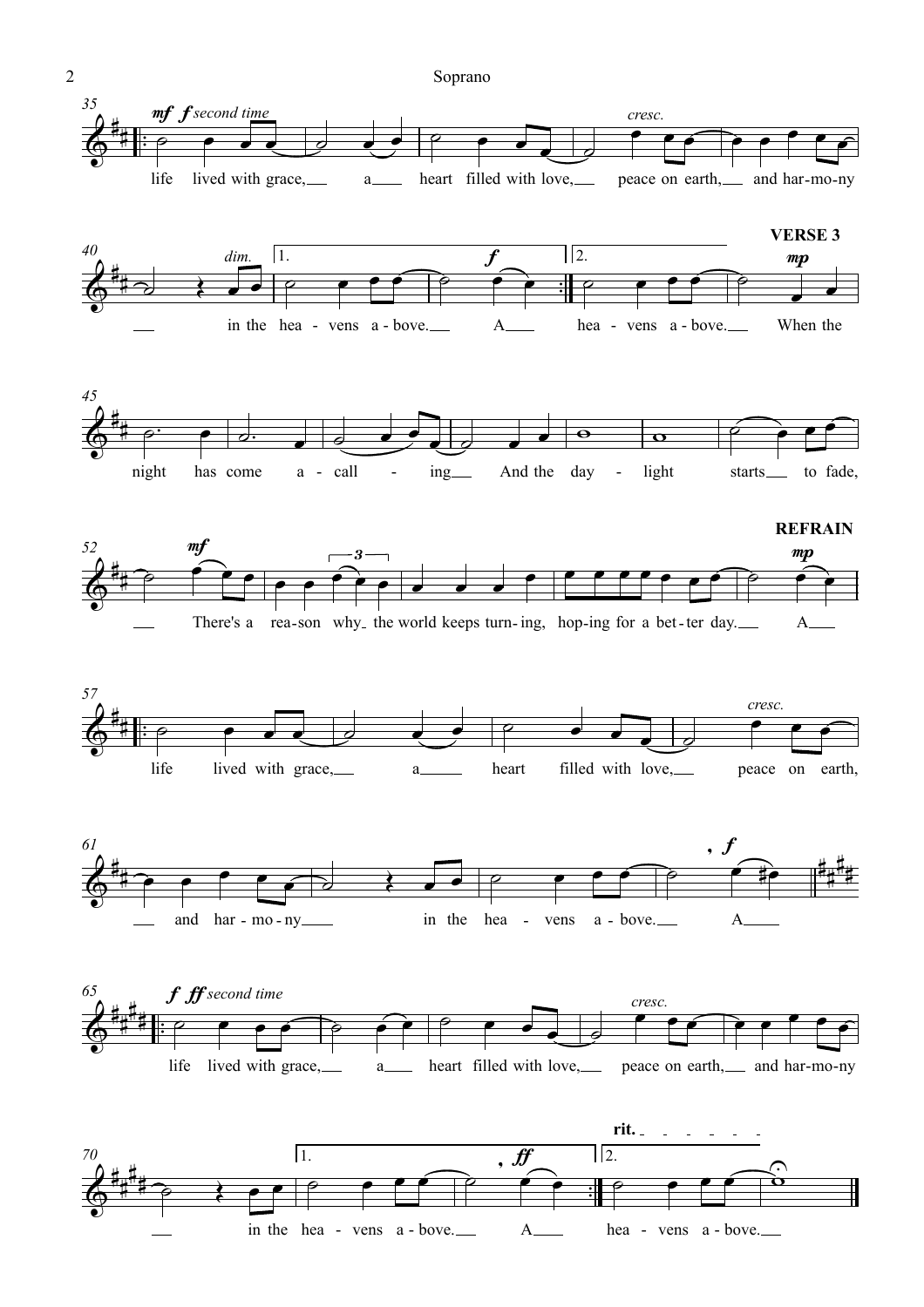life lived with grace, a heart filled with love, peace on earth, and har-mo-ny in the hea - vens a - bove. A

hea - vens a - bove.

**VERSE 3**

When the night has come a - call - ing And the day - light starts to fade, There's a rea-son why the world keeps turn-ing, hop-ing for a bet-ter day. A

**REFRAIN**

life lived with grace, a heart filled with love, peace on earth, and har - mo - ny in the hea - vens a - bove. A

life lived with grace, a heart filled with love, peace on earth, and har-mo-ny in the hea - vens a - bove. A

hea - vens a - bove.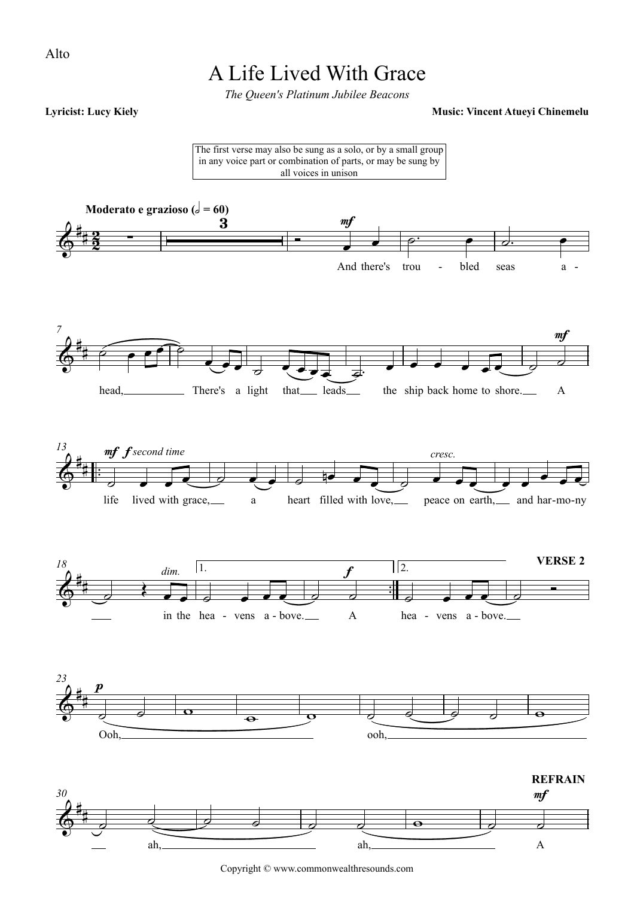Alto

# A Life Lived With Grace

*The Queen's Platinum Jubilee Beacons*

**Lyricist: Lucy Kiely** **Music: Vincent Atueyi Chinemelu**

The first verse may also be sung as a solo, or by a small group in any voice part or combination of parts, or may be sung by all voices in unison

**Moderato e grazioso (𝅗𝅥 = 60)**

*mf* And there's trou - bled seas a - head, There's a light that leads the ship back home to shore. *mf* A

*mf f second time* life lived with grace, a heart filled with love, *cresc.* peace on earth, and har-mo-ny *dim.* in the 1. hea - vens a - bove. *f* A 2. hea - vens a - bove.

**VERSE 2**

*p* Ooh, ooh, ah, ah,

**REFRAIN**

*mf* A

Copyright © www.commonwealthresounds.com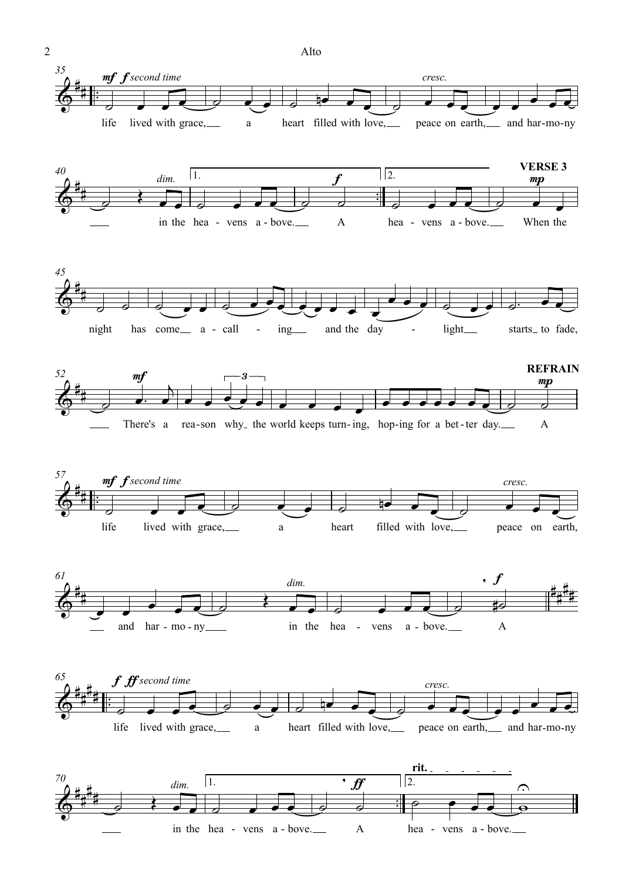life lived with grace, a heart filled with love, peace on earth, and har-mo-ny in the hea - vens a - bove. A hea - vens a - bove.

**VERSE 3**

When the night has come a - call - ing and the day - light starts to fade, There's a rea-son why the world keeps turn-ing, hop-ing for a bet-ter day. A

**REFRAIN**

life lived with grace, a heart filled with love, peace on earth, and har-mo-ny in the hea - vens a - bove. A

life lived with grace, a heart filled with love, peace on earth, and har-mo-ny in the hea - vens a - bove. A hea - vens a - bove.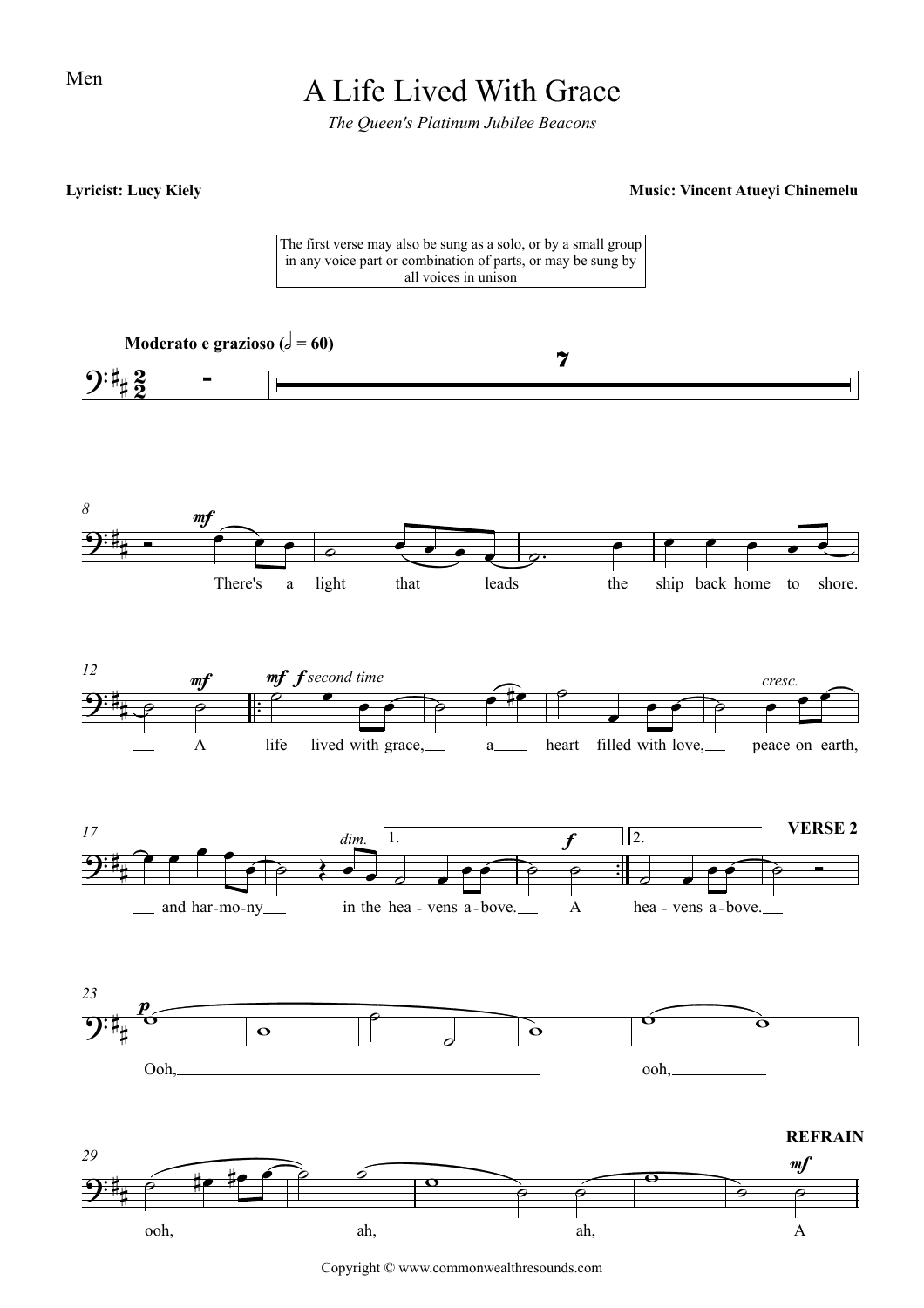Men

# A Life Lived With Grace

*The Queen's Platinum Jubilee Beacons*

**Lyricist: Lucy Kiely**

**Music: Vincent Atueyi Chinemelu**

The first verse may also be sung as a solo, or by a small group in any voice part or combination of parts, or may be sung by all voices in unison

**Moderato e grazioso** (𝅗𝅥 = 60)

There's a light that leads the ship back home to shore. A life lived with grace, a heart filled with love, peace on earth, and har-mo-ny in the hea-vens a-bove. A hea-vens a-bove.

*mf f second time*

*cresc.*

*dim.*

**VERSE 2**

Ooh, ooh, ooh, ah, ah,

**REFRAIN**

A

Copyright © www.commonwealthresounds.com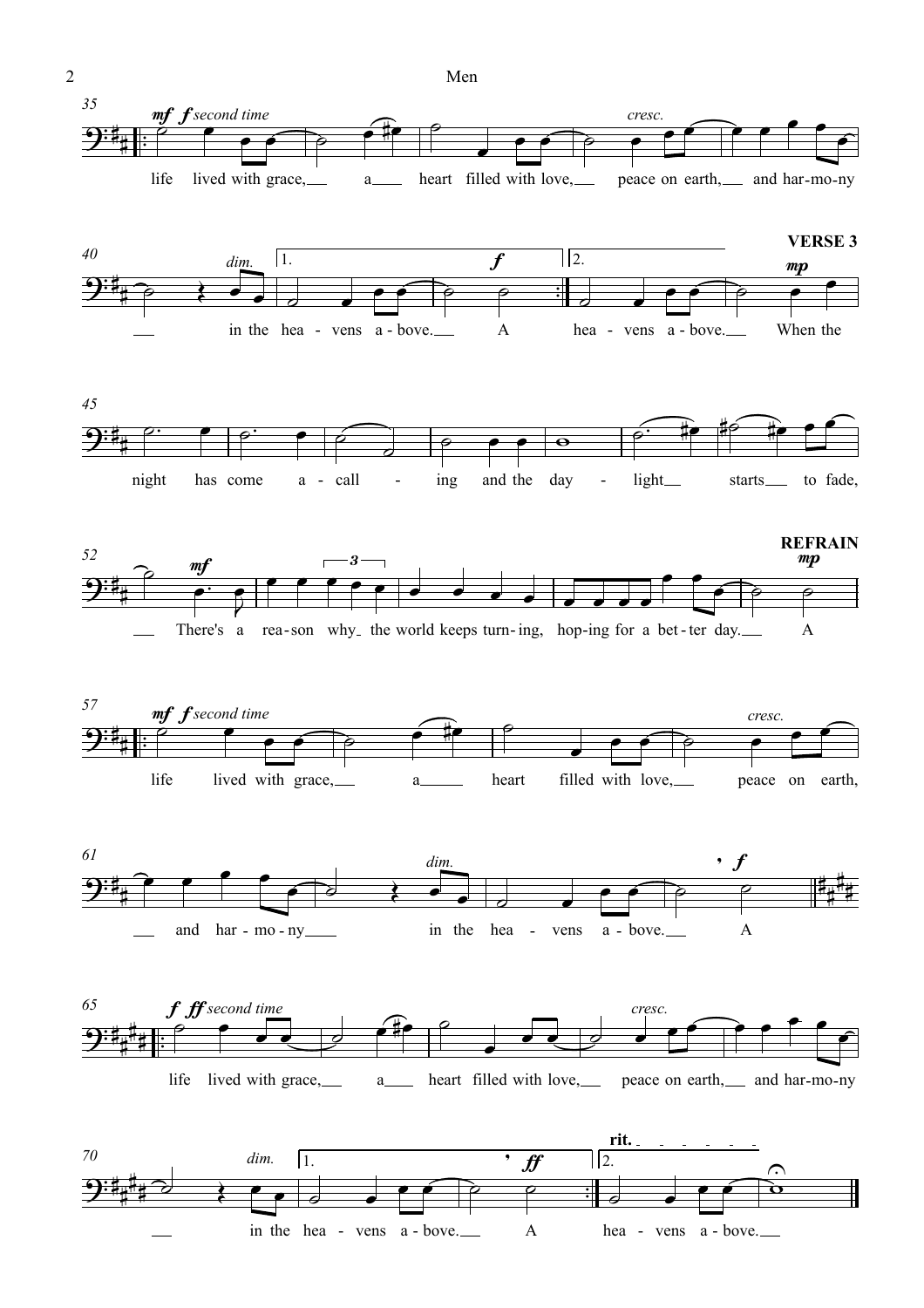Men

*mf f second time*

life lived with grace, a heart filled with love, peace on earth, and har-mo-ny in the hea - vens a - bove. A

hea - vens a - bove.

**VERSE 3**

*mp*

When the night has come a - call - ing and the day - light starts to fade,

*mf*

There's a rea-son why the world keeps turn-ing, hop-ing for a bet-ter day.

**REFRAIN**

*mp*

A

*mf f second time*

life lived with grace, a heart filled with love, peace on earth, and har-mo-ny in the hea - vens a - bove. A

*f ff second time*

life lived with grace, a heart filled with love, peace on earth, and har-mo-ny in the hea - vens a - bove. A

**rit.**

hea - vens a - bove.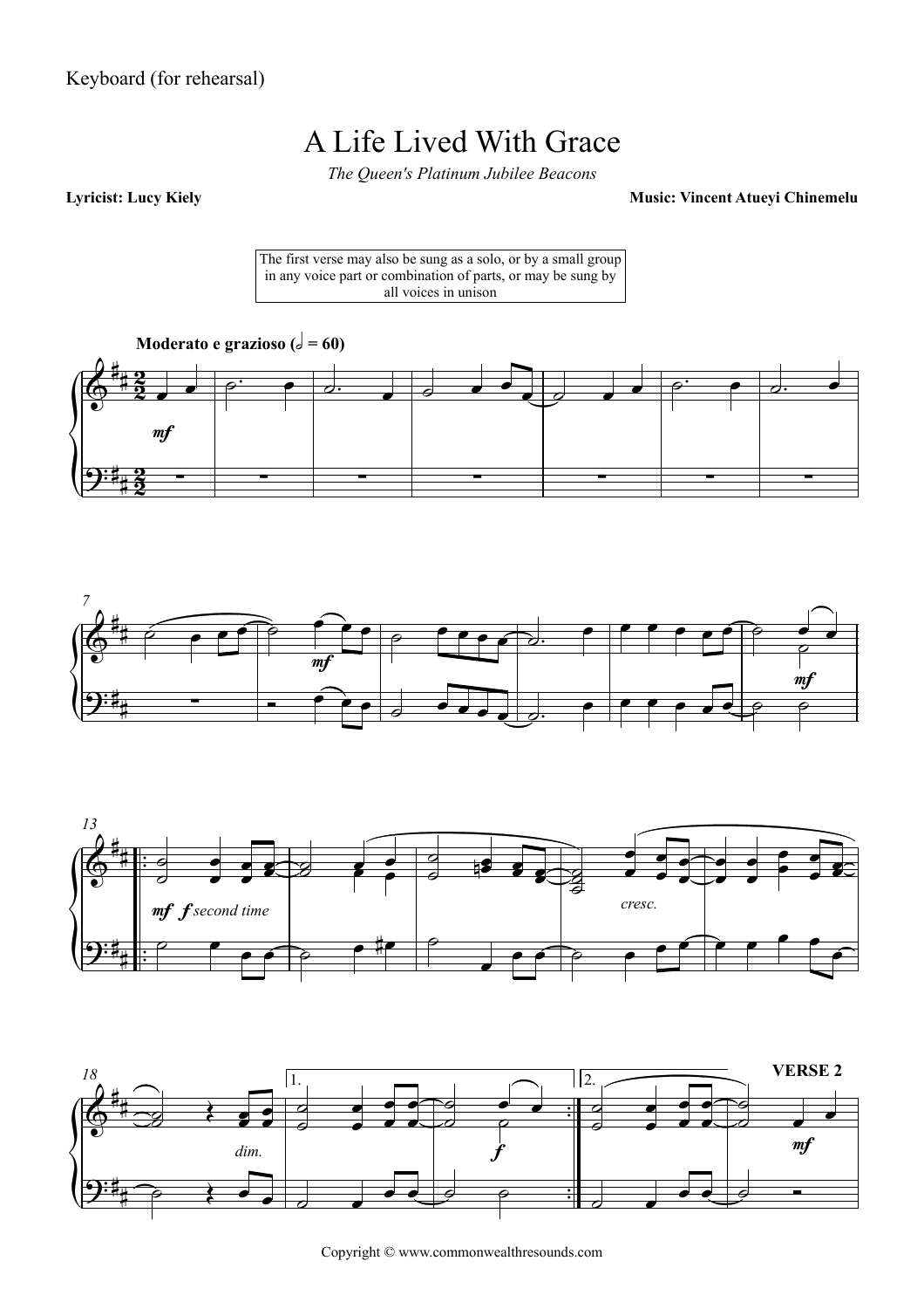Keyboard (for rehearsal)

# A Life Lived With Grace

*The Queen's Platinum Jubilee Beacons*

**Lyricist: Lucy Kiely** **Music: Vincent Atueyi Chinemelu**

The first verse may also be sung as a solo, or by a small group in any voice part or combination of parts, or may be sung by all voices in unison

**Moderato e grazioso (𝅗𝅥 = 60)**

*mf*

7

*mf*

*mf*

13

*mf* *f second time*

*cresc.*

18

*dim.*

1.

*f*

2.

**VERSE 2**

*mf*

Copyright © www.commonwealthresounds.com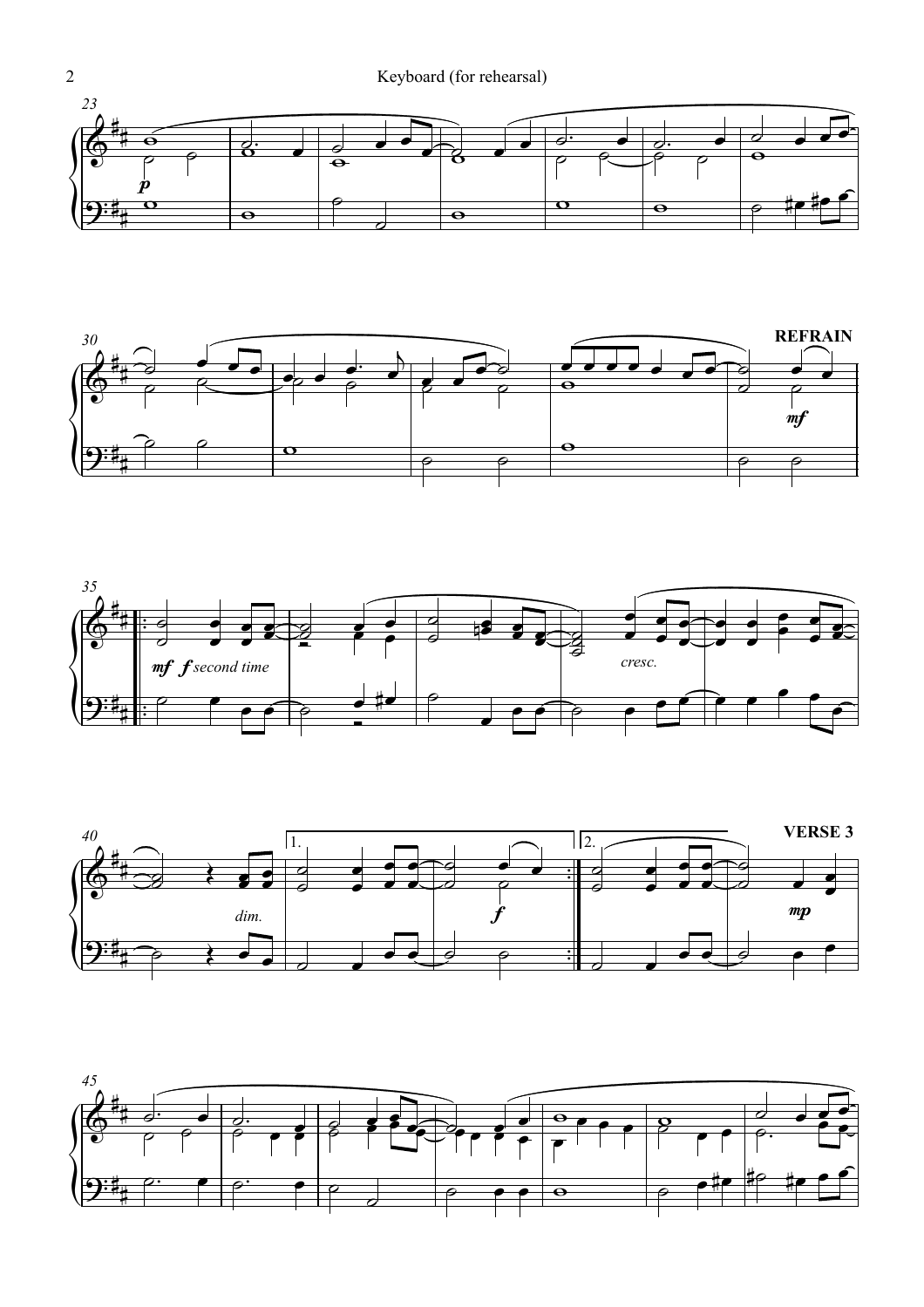REFRAIN

VERSE 3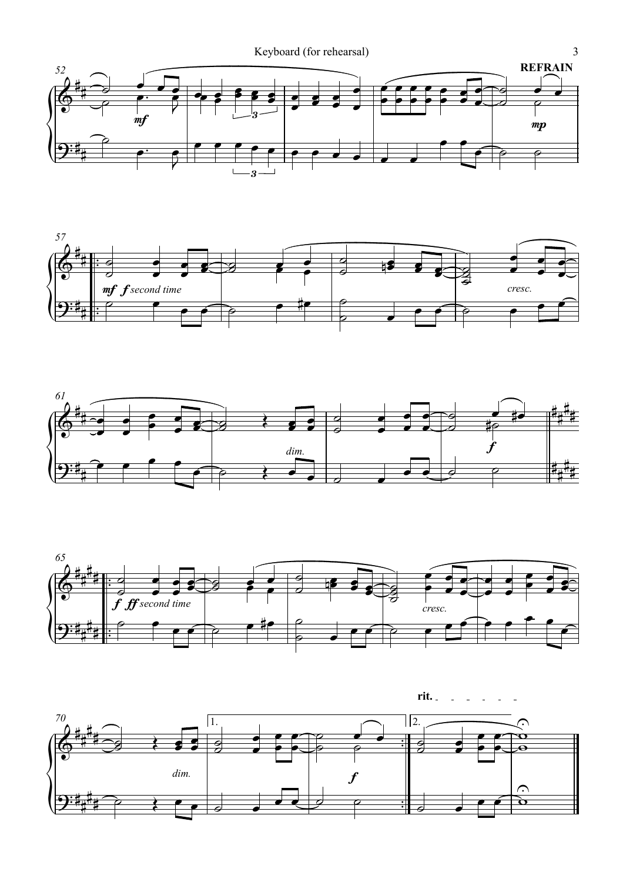REFRAIN